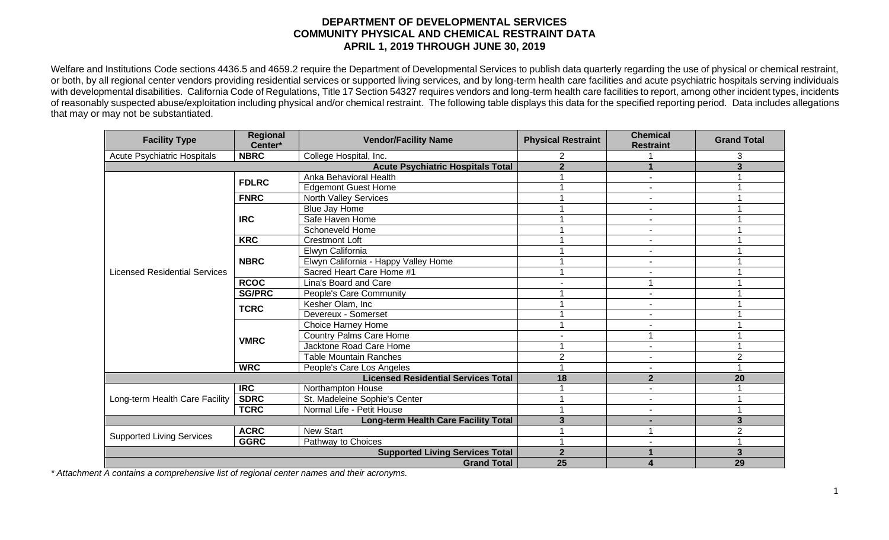# DEPARTMENT OF DEVELOPMENTAL SERVICES
## COMMUNITY PHYSICAL AND CHEMICAL RESTRAINT DATA
## APRIL 1, 2019 THROUGH JUNE 30, 2019

Welfare and Institutions Code sections 4436.5 and 4659.2 require the Department of Developmental Services to publish data quarterly regarding the use of physical or chemical restraint, or both, by all regional center vendors providing residential services or supported living services, and by long-term health care facilities and acute psychiatric hospitals serving individuals with developmental disabilities. California Code of Regulations, Title 17 Section 54327 requires vendors and long-term health care facilities to report, among other incident types, incidents of reasonably suspected abuse/exploitation including physical and/or chemical restraint. The following table displays this data for the specified reporting period. Data includes allegations that may or may not be substantiated.

| Facility Type | Regional Center* | Vendor/Facility Name | Physical Restraint | Chemical Restraint | Grand Total |
|---|---|---|---|---|---|
| Acute Psychiatric Hospitals | NBRC | College Hospital, Inc. | 2 | 1 | 3 |
| | | **Acute Psychiatric Hospitals Total** | **2** | **1** | **3** |
| Licensed Residential Services | FDLRC | Anka Behavioral Health | 1 | - | 1 |
| | | Edgemont Guest Home | 1 | - | 1 |
| | FNRC | North Valley Services | 1 | - | 1 |
| | IRC | Blue Jay Home | 1 | - | 1 |
| | | Safe Haven Home | 1 | - | 1 |
| | | Schoneveld Home | 1 | - | 1 |
| | KRC | Crestmont Loft | 1 | - | 1 |
| | NBRC | Elwyn California | 1 | - | 1 |
| | | Elwyn California - Happy Valley Home | 1 | - | 1 |
| | | Sacred Heart Care Home #1 | 1 | - | 1 |
| | RCOC | Lina's Board and Care | - | 1 | 1 |
| | SG/PRC | People's Care Community | 1 | - | 1 |
| | TCRC | Kesher Olam, Inc | 1 | - | 1 |
| | | Devereux - Somerset | 1 | - | 1 |
| | VMRC | Choice Harney Home | 1 | - | 1 |
| | | Country Palms Care Home | - | 1 | 1 |
| | | Jacktone Road Care Home | 1 | - | 1 |
| | | Table Mountain Ranches | 2 | - | 2 |
| | WRC | People's Care Los Angeles | 1 | - | 1 |
| | | **Licensed Residential Services Total** | **18** | **2** | **20** |
| Long-term Health Care Facility | IRC | Northampton House | 1 | - | 1 |
| | SDRC | St. Madeleine Sophie's Center | 1 | - | 1 |
| | TCRC | Normal Life - Petit House | 1 | - | 1 |
| | | **Long-term Health Care Facility Total** | **3** | **-** | **3** |
| Supported Living Services | ACRC | New Start | 1 | 1 | 2 |
| | GGRC | Pathway to Choices | 1 | - | 1 |
| | | **Supported Living Services Total** | **2** | **1** | **3** |
| | | **Grand Total** | **25** | **4** | **29** |

*\* Attachment A contains a comprehensive list of regional center names and their acronyms.*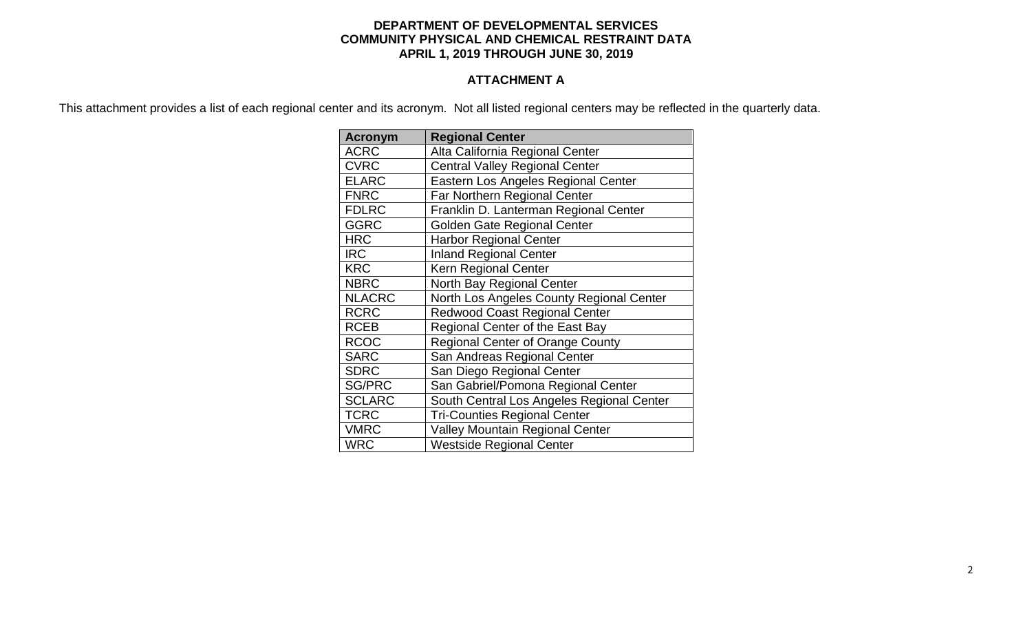**DEPARTMENT OF DEVELOPMENTAL SERVICES**
**COMMUNITY PHYSICAL AND CHEMICAL RESTRAINT DATA**
**APRIL 1, 2019 THROUGH JUNE 30, 2019**

**ATTACHMENT A**

This attachment provides a list of each regional center and its acronym. Not all listed regional centers may be reflected in the quarterly data.

| Acronym | Regional Center |
|---|---|
| ACRC | Alta California Regional Center |
| CVRC | Central Valley Regional Center |
| ELARC | Eastern Los Angeles Regional Center |
| FNRC | Far Northern Regional Center |
| FDLRC | Franklin D. Lanterman Regional Center |
| GGRC | Golden Gate Regional Center |
| HRC | Harbor Regional Center |
| IRC | Inland Regional Center |
| KRC | Kern Regional Center |
| NBRC | North Bay Regional Center |
| NLACRC | North Los Angeles County Regional Center |
| RCRC | Redwood Coast Regional Center |
| RCEB | Regional Center of the East Bay |
| RCOC | Regional Center of Orange County |
| SARC | San Andreas Regional Center |
| SDRC | San Diego Regional Center |
| SG/PRC | San Gabriel/Pomona Regional Center |
| SCLARC | South Central Los Angeles Regional Center |
| TCRC | Tri-Counties Regional Center |
| VMRC | Valley Mountain Regional Center |
| WRC | Westside Regional Center |